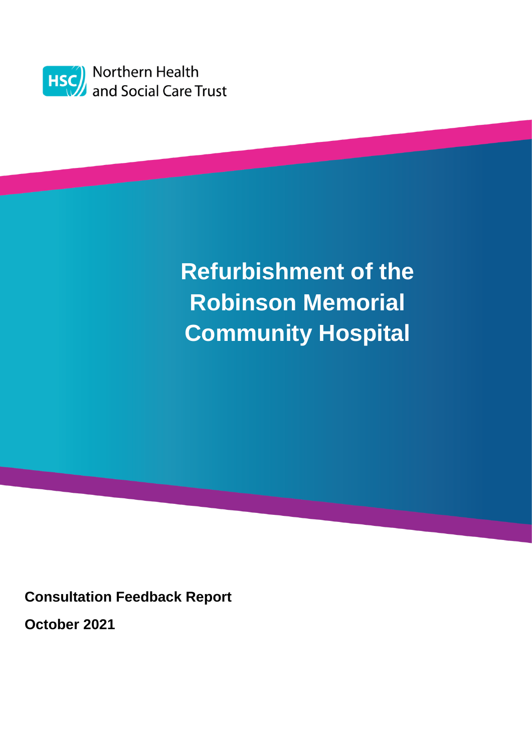Northern Health and Social Care Trust

# Refurbishment of the Robinson Memorial Community Hospital

**Consultation Feedback Report**

**October 2021**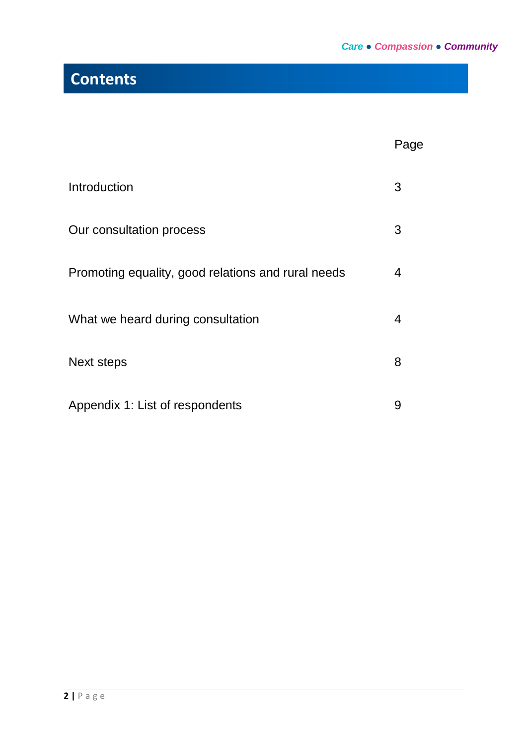# Contents

| | Page |
|---|---|
| Introduction | 3 |
| Our consultation process | 3 |
| Promoting equality, good relations and rural needs | 4 |
| What we heard during consultation | 4 |
| Next steps | 8 |
| Appendix 1: List of respondents | 9 |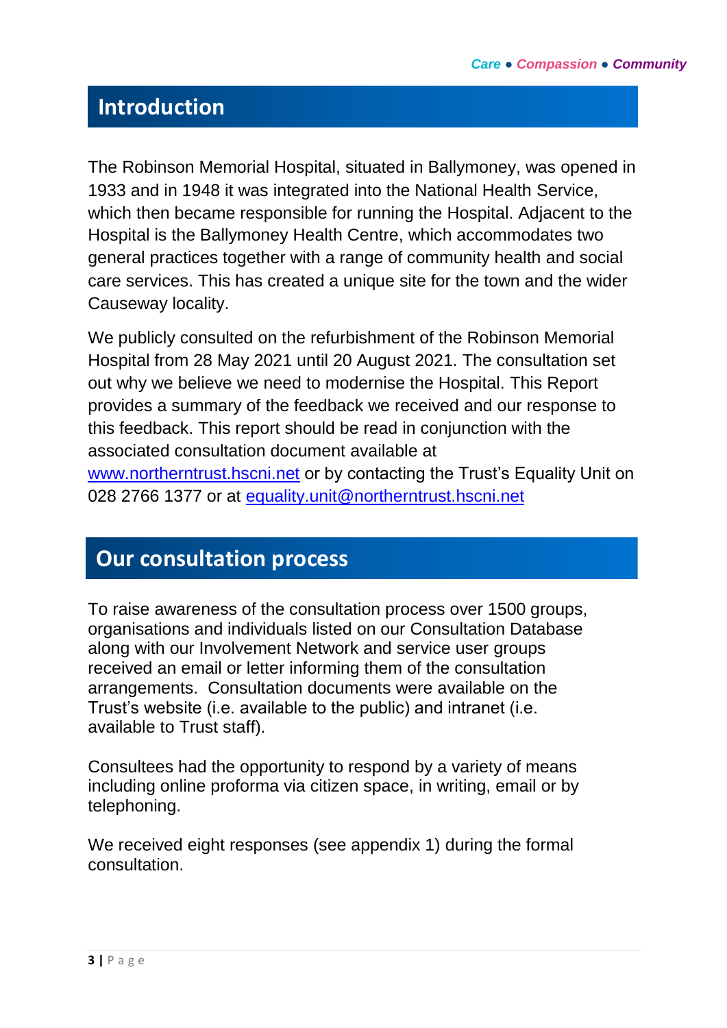## Introduction

The Robinson Memorial Hospital, situated in Ballymoney, was opened in 1933 and in 1948 it was integrated into the National Health Service, which then became responsible for running the Hospital. Adjacent to the Hospital is the Ballymoney Health Centre, which accommodates two general practices together with a range of community health and social care services. This has created a unique site for the town and the wider Causeway locality.

We publicly consulted on the refurbishment of the Robinson Memorial Hospital from 28 May 2021 until 20 August 2021. The consultation set out why we believe we need to modernise the Hospital. This Report provides a summary of the feedback we received and our response to this feedback. This report should be read in conjunction with the associated consultation document available at www.northerntrust.hscni.net or by contacting the Trust's Equality Unit on 028 2766 1377 or at equality.unit@northerntrust.hscni.net

## Our consultation process

To raise awareness of the consultation process over 1500 groups, organisations and individuals listed on our Consultation Database along with our Involvement Network and service user groups received an email or letter informing them of the consultation arrangements. Consultation documents were available on the Trust's website (i.e. available to the public) and intranet (i.e. available to Trust staff).

Consultees had the opportunity to respond by a variety of means including online proforma via citizen space, in writing, email or by telephoning.

We received eight responses (see appendix 1) during the formal consultation.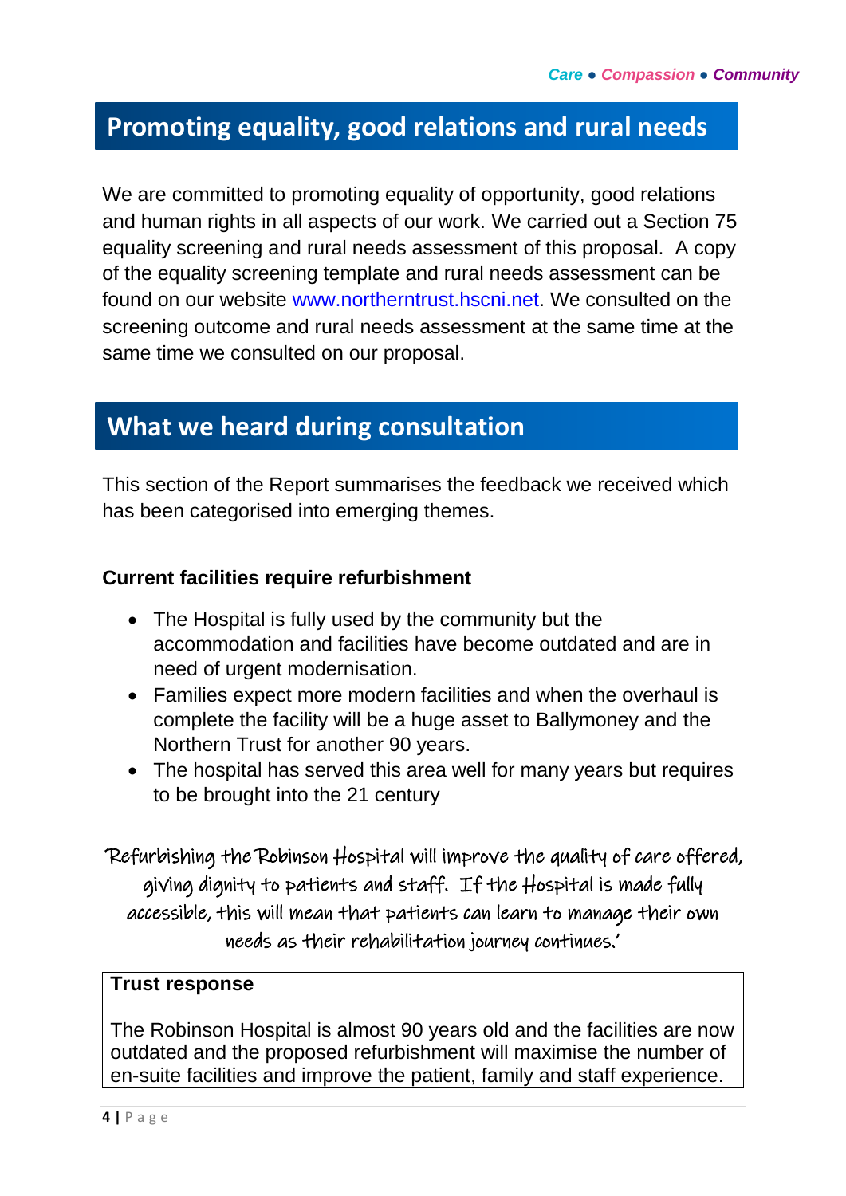## Promoting equality, good relations and rural needs

We are committed to promoting equality of opportunity, good relations and human rights in all aspects of our work. We carried out a Section 75 equality screening and rural needs assessment of this proposal. A copy of the equality screening template and rural needs assessment can be found on our website www.northerntrust.hscni.net. We consulted on the screening outcome and rural needs assessment at the same time at the same time we consulted on our proposal.

## What we heard during consultation

This section of the Report summarises the feedback we received which has been categorised into emerging themes.

**Current facilities require refurbishment**

- The Hospital is fully used by the community but the accommodation and facilities have become outdated and are in need of urgent modernisation.
- Families expect more modern facilities and when the overhaul is complete the facility will be a huge asset to Ballymoney and the Northern Trust for another 90 years.
- The hospital has served this area well for many years but requires to be brought into the 21 century

*Refurbishing the Robinson Hospital will improve the quality of care offered, giving dignity to patients and staff. If the Hospital is made fully accessible, this will mean that patients can learn to manage their own needs as their rehabilitation journey continues.'*

| **Trust response** |
|---|
| The Robinson Hospital is almost 90 years old and the facilities are now outdated and the proposed refurbishment will maximise the number of en-suite facilities and improve the patient, family and staff experience. |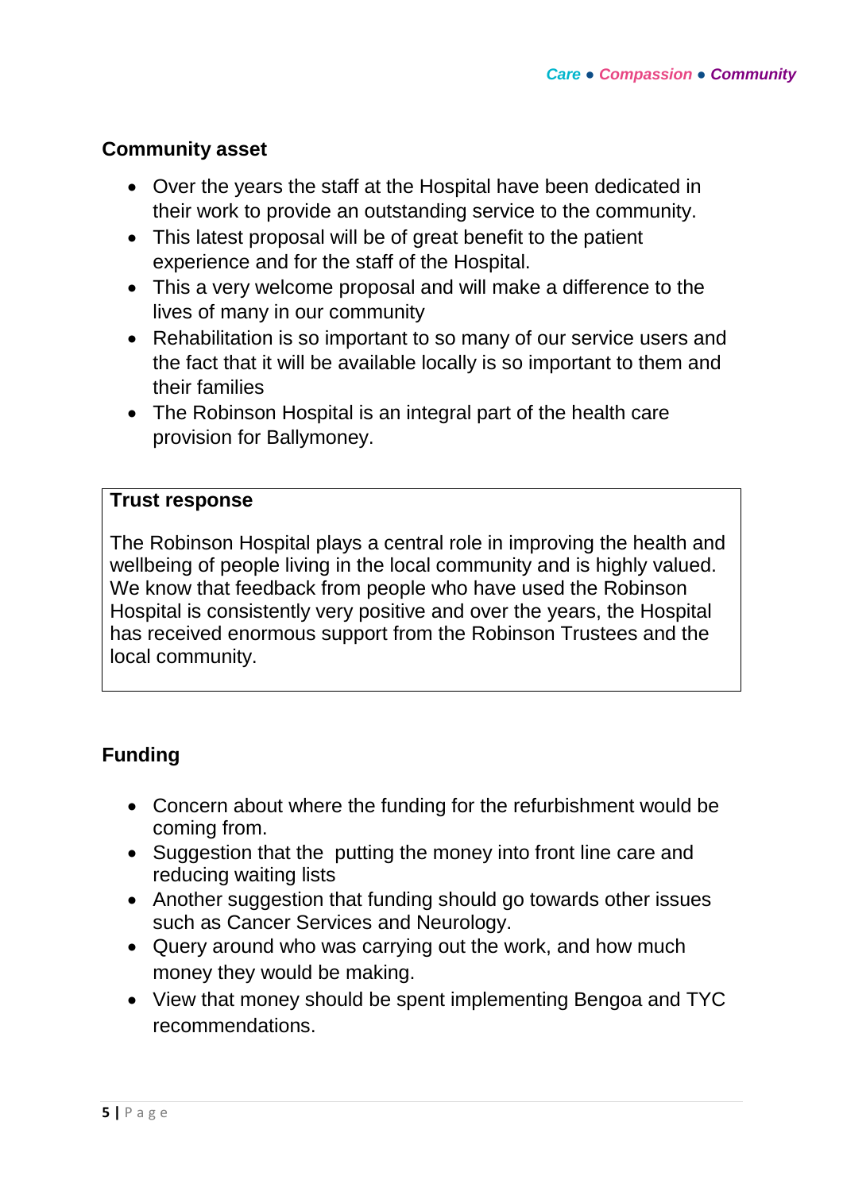## Community asset

- Over the years the staff at the Hospital have been dedicated in their work to provide an outstanding service to the community.
- This latest proposal will be of great benefit to the patient experience and for the staff of the Hospital.
- This a very welcome proposal and will make a difference to the lives of many in our community
- Rehabilitation is so important to so many of our service users and the fact that it will be available locally is so important to them and their families
- The Robinson Hospital is an integral part of the health care provision for Ballymoney.

| **Trust response** |
| --- |
| The Robinson Hospital plays a central role in improving the health and wellbeing of people living in the local community and is highly valued. We know that feedback from people who have used the Robinson Hospital is consistently very positive and over the years, the Hospital has received enormous support from the Robinson Trustees and the local community. |

## Funding

- Concern about where the funding for the refurbishment would be coming from.
- Suggestion that the putting the money into front line care and reducing waiting lists
- Another suggestion that funding should go towards other issues such as Cancer Services and Neurology.
- Query around who was carrying out the work, and how much money they would be making.
- View that money should be spent implementing Bengoa and TYC recommendations.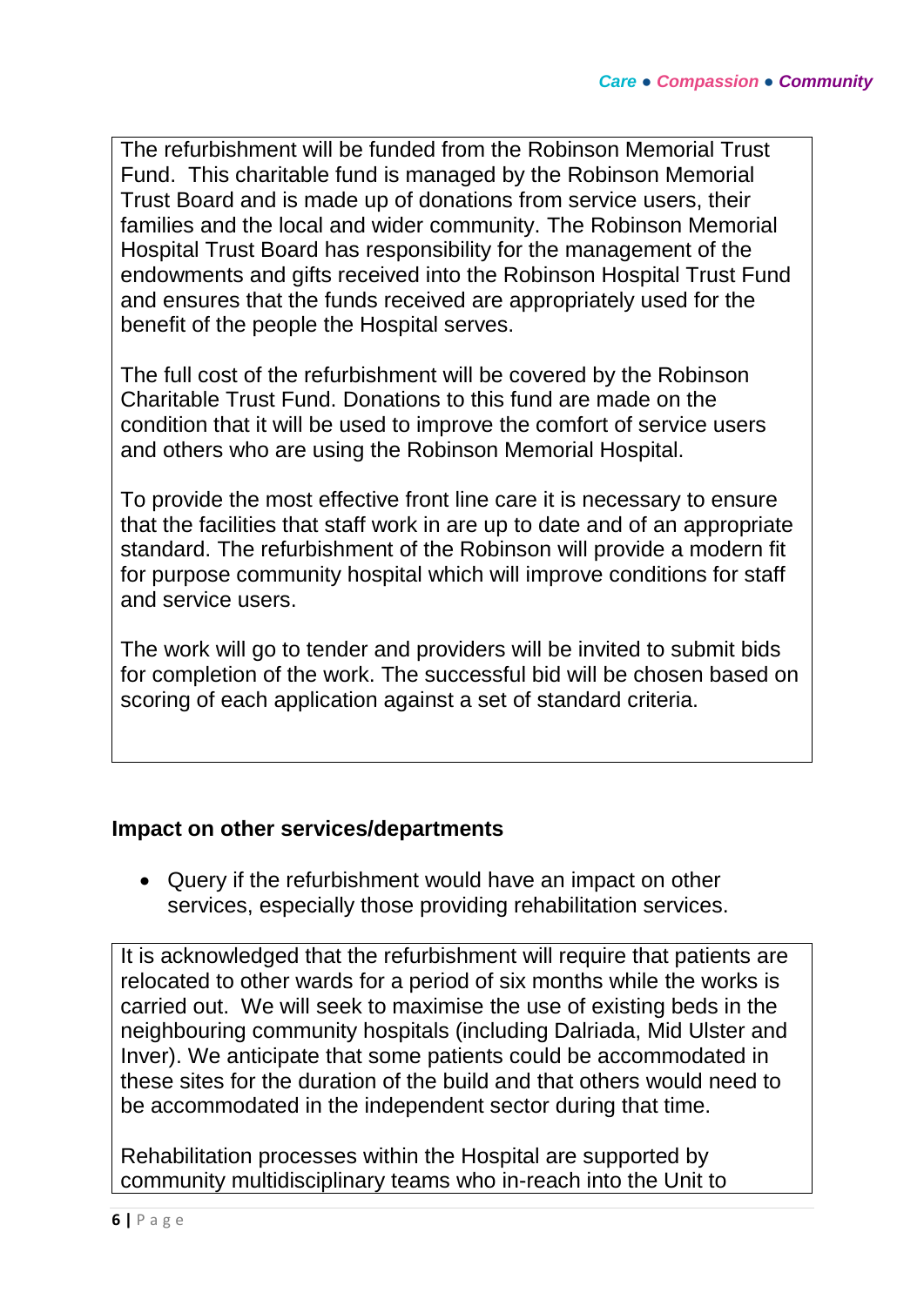The refurbishment will be funded from the Robinson Memorial Trust Fund. This charitable fund is managed by the Robinson Memorial Trust Board and is made up of donations from service users, their families and the local and wider community. The Robinson Memorial Hospital Trust Board has responsibility for the management of the endowments and gifts received into the Robinson Hospital Trust Fund and ensures that the funds received are appropriately used for the benefit of the people the Hospital serves.

The full cost of the refurbishment will be covered by the Robinson Charitable Trust Fund. Donations to this fund are made on the condition that it will be used to improve the comfort of service users and others who are using the Robinson Memorial Hospital.

To provide the most effective front line care it is necessary to ensure that the facilities that staff work in are up to date and of an appropriate standard. The refurbishment of the Robinson will provide a modern fit for purpose community hospital which will improve conditions for staff and service users.

The work will go to tender and providers will be invited to submit bids for completion of the work. The successful bid will be chosen based on scoring of each application against a set of standard criteria.

### Impact on other services/departments

- Query if the refurbishment would have an impact on other services, especially those providing rehabilitation services.

It is acknowledged that the refurbishment will require that patients are relocated to other wards for a period of six months while the works is carried out. We will seek to maximise the use of existing beds in the neighbouring community hospitals (including Dalriada, Mid Ulster and Inver). We anticipate that some patients could be accommodated in these sites for the duration of the build and that others would need to be accommodated in the independent sector during that time.

Rehabilitation processes within the Hospital are supported by community multidisciplinary teams who in-reach into the Unit to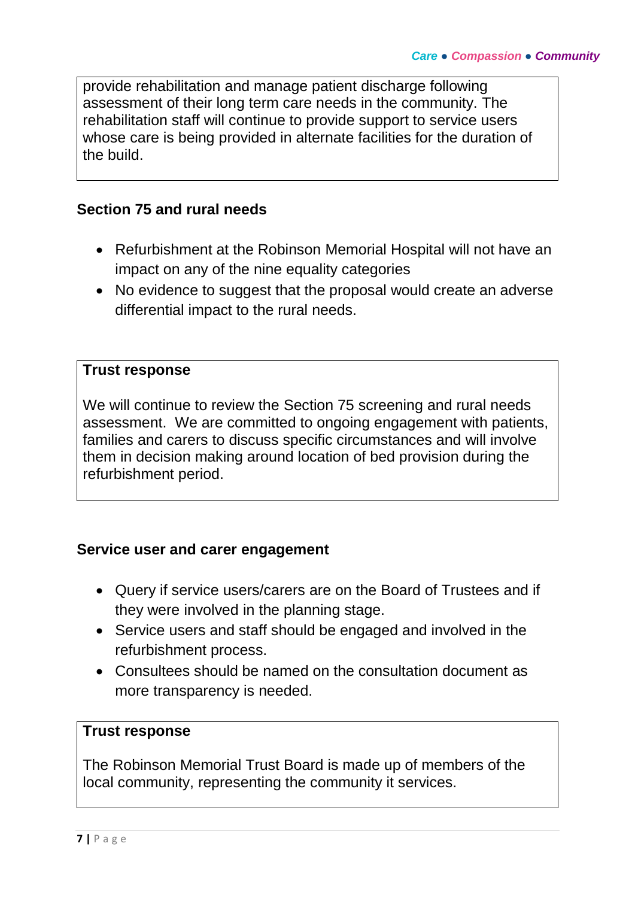provide rehabilitation and manage patient discharge following assessment of their long term care needs in the community. The rehabilitation staff will continue to provide support to service users whose care is being provided in alternate facilities for the duration of the build.

### Section 75 and rural needs

- Refurbishment at the Robinson Memorial Hospital will not have an impact on any of the nine equality categories
- No evidence to suggest that the proposal would create an adverse differential impact to the rural needs.

**Trust response**

We will continue to review the Section 75 screening and rural needs assessment. We are committed to ongoing engagement with patients, families and carers to discuss specific circumstances and will involve them in decision making around location of bed provision during the refurbishment period.

### Service user and carer engagement

- Query if service users/carers are on the Board of Trustees and if they were involved in the planning stage.
- Service users and staff should be engaged and involved in the refurbishment process.
- Consultees should be named on the consultation document as more transparency is needed.

**Trust response**

The Robinson Memorial Trust Board is made up of members of the local community, representing the community it services.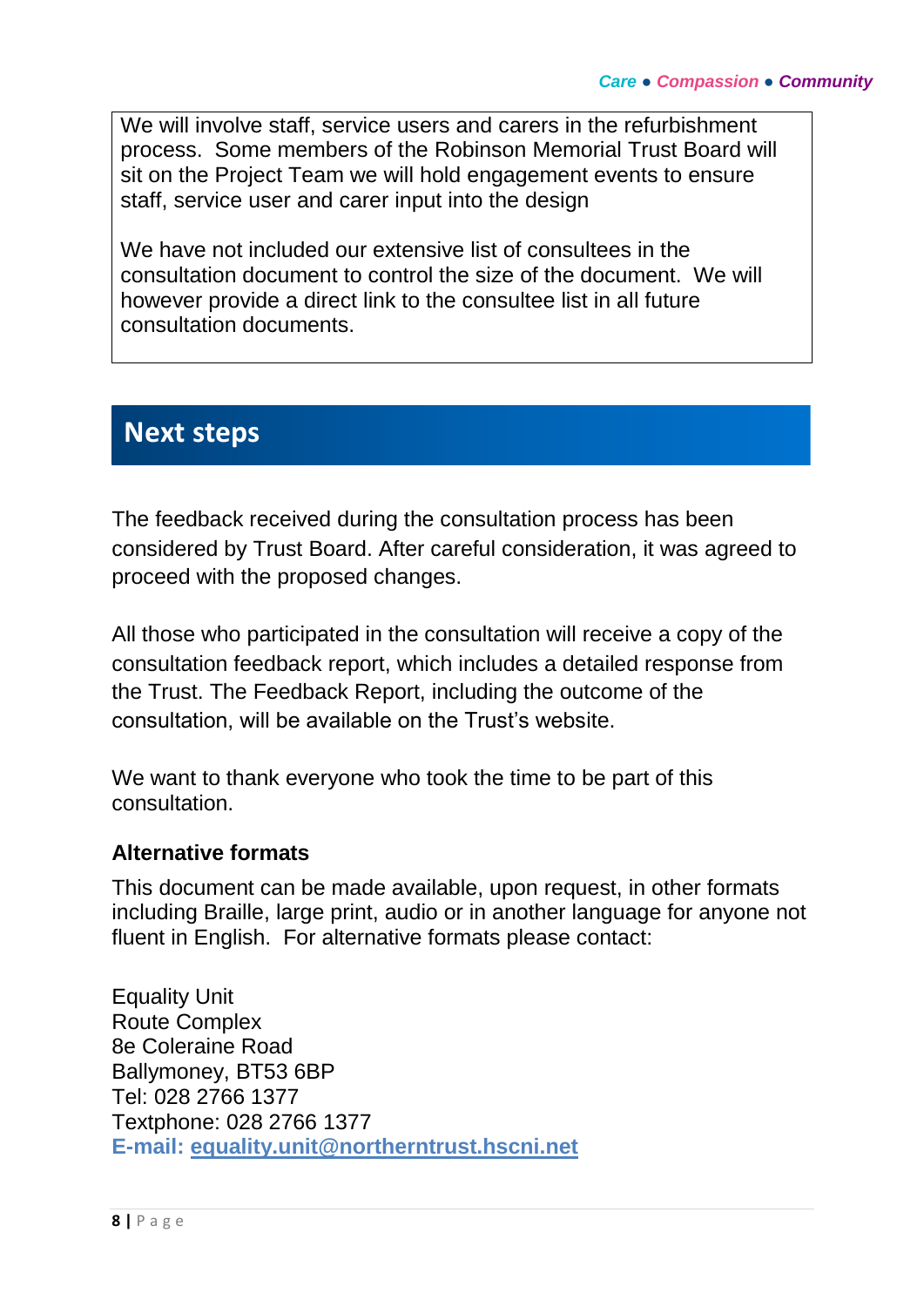We will involve staff, service users and carers in the refurbishment process. Some members of the Robinson Memorial Trust Board will sit on the Project Team we will hold engagement events to ensure staff, service user and carer input into the design

We have not included our extensive list of consultees in the consultation document to control the size of the document. We will however provide a direct link to the consultee list in all future consultation documents.

## Next steps

The feedback received during the consultation process has been considered by Trust Board. After careful consideration, it was agreed to proceed with the proposed changes.

All those who participated in the consultation will receive a copy of the consultation feedback report, which includes a detailed response from the Trust. The Feedback Report, including the outcome of the consultation, will be available on the Trust's website.

We want to thank everyone who took the time to be part of this consultation.

### Alternative formats

This document can be made available, upon request, in other formats including Braille, large print, audio or in another language for anyone not fluent in English. For alternative formats please contact:

Equality Unit
Route Complex
8e Coleraine Road
Ballymoney, BT53 6BP
Tel: 028 2766 1377
Textphone: 028 2766 1377
**E-mail: equality.unit@northerntrust.hscni.net**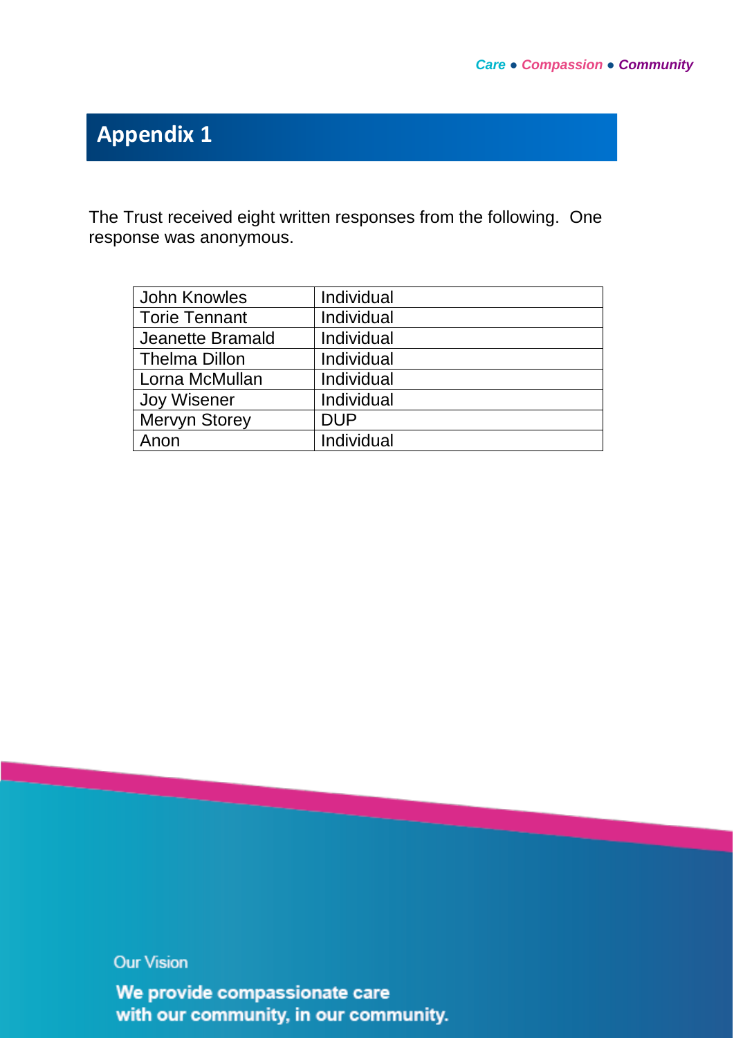## Appendix 1

The Trust received eight written responses from the following. One response was anonymous.

| | |
|---|---|
| John Knowles | Individual |
| Torie Tennant | Individual |
| Jeanette Bramald | Individual |
| Thelma Dillon | Individual |
| Lorna McMullan | Individual |
| Joy Wisener | Individual |
| Mervyn Storey | DUP |
| Anon | Individual |